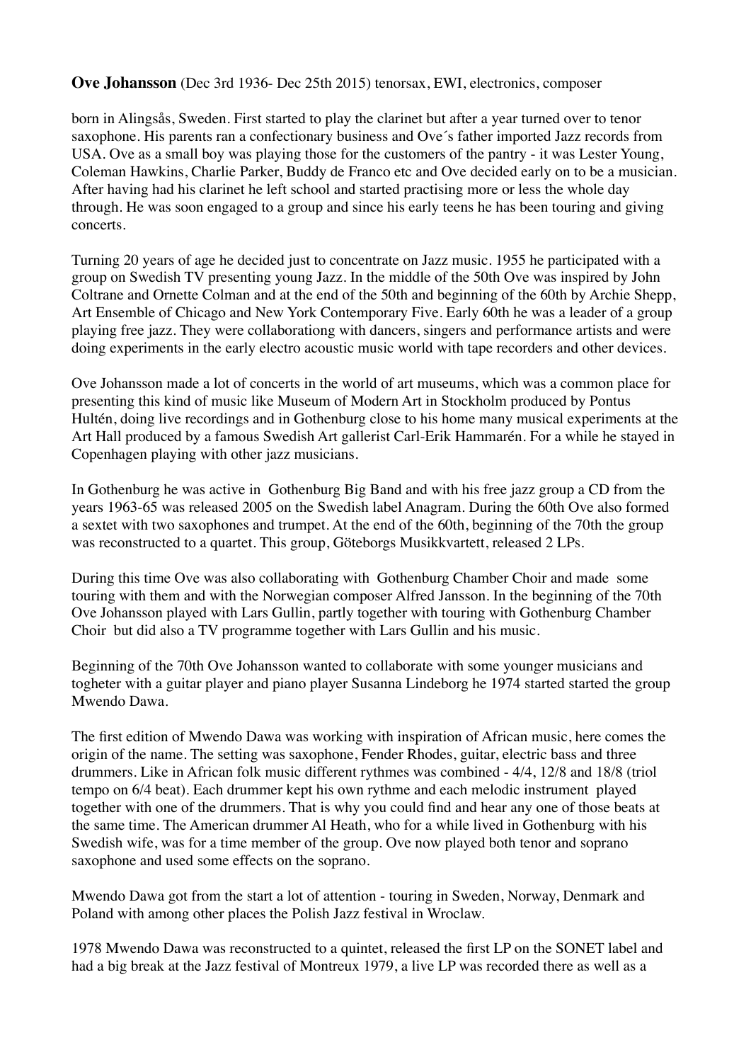**Ove Johansson** (Dec 3rd 1936- Dec 25th 2015) tenorsax, EWI, electronics, composer

born in Alingsås, Sweden. First started to play the clarinet but after a year turned over to tenor saxophone. His parents ran a confectionary business and Ove´s father imported Jazz records from USA. Ove as a small boy was playing those for the customers of the pantry - it was Lester Young, Coleman Hawkins, Charlie Parker, Buddy de Franco etc and Ove decided early on to be a musician. After having had his clarinet he left school and started practising more or less the whole day through. He was soon engaged to a group and since his early teens he has been touring and giving concerts.

Turning 20 years of age he decided just to concentrate on Jazz music. 1955 he participated with a group on Swedish TV presenting young Jazz. In the middle of the 50th Ove was inspired by John Coltrane and Ornette Colman and at the end of the 50th and beginning of the 60th by Archie Shepp, Art Ensemble of Chicago and New York Contemporary Five. Early 60th he was a leader of a group playing free jazz. They were collaborationg with dancers, singers and performance artists and were doing experiments in the early electro acoustic music world with tape recorders and other devices.

Ove Johansson made a lot of concerts in the world of art museums, which was a common place for presenting this kind of music like Museum of Modern Art in Stockholm produced by Pontus Hultén, doing live recordings and in Gothenburg close to his home many musical experiments at the Art Hall produced by a famous Swedish Art gallerist Carl-Erik Hammarén. For a while he stayed in Copenhagen playing with other jazz musicians.

In Gothenburg he was active in Gothenburg Big Band and with his free jazz group a CD from the years 1963-65 was released 2005 on the Swedish label Anagram. During the 60th Ove also formed a sextet with two saxophones and trumpet. At the end of the 60th, beginning of the 70th the group was reconstructed to a quartet. This group, Göteborgs Musikkvartett, released 2 LPs.

During this time Ove was also collaborating with Gothenburg Chamber Choir and made some touring with them and with the Norwegian composer Alfred Jansson. In the beginning of the 70th Ove Johansson played with Lars Gullin, partly together with touring with Gothenburg Chamber Choir but did also a TV programme together with Lars Gullin and his music.

Beginning of the 70th Ove Johansson wanted to collaborate with some younger musicians and togheter with a guitar player and piano player Susanna Lindeborg he 1974 started started the group Mwendo Dawa.

The first edition of Mwendo Dawa was working with inspiration of African music, here comes the origin of the name. The setting was saxophone, Fender Rhodes, guitar, electric bass and three drummers. Like in African folk music different rythmes was combined - 4/4, 12/8 and 18/8 (triol tempo on 6/4 beat). Each drummer kept his own rythme and each melodic instrument played together with one of the drummers. That is why you could find and hear any one of those beats at the same time. The American drummer Al Heath, who for a while lived in Gothenburg with his Swedish wife, was for a time member of the group. Ove now played both tenor and soprano saxophone and used some effects on the soprano.

Mwendo Dawa got from the start a lot of attention - touring in Sweden, Norway, Denmark and Poland with among other places the Polish Jazz festival in Wroclaw.

1978 Mwendo Dawa was reconstructed to a quintet, released the first LP on the SONET label and had a big break at the Jazz festival of Montreux 1979, a live LP was recorded there as well as a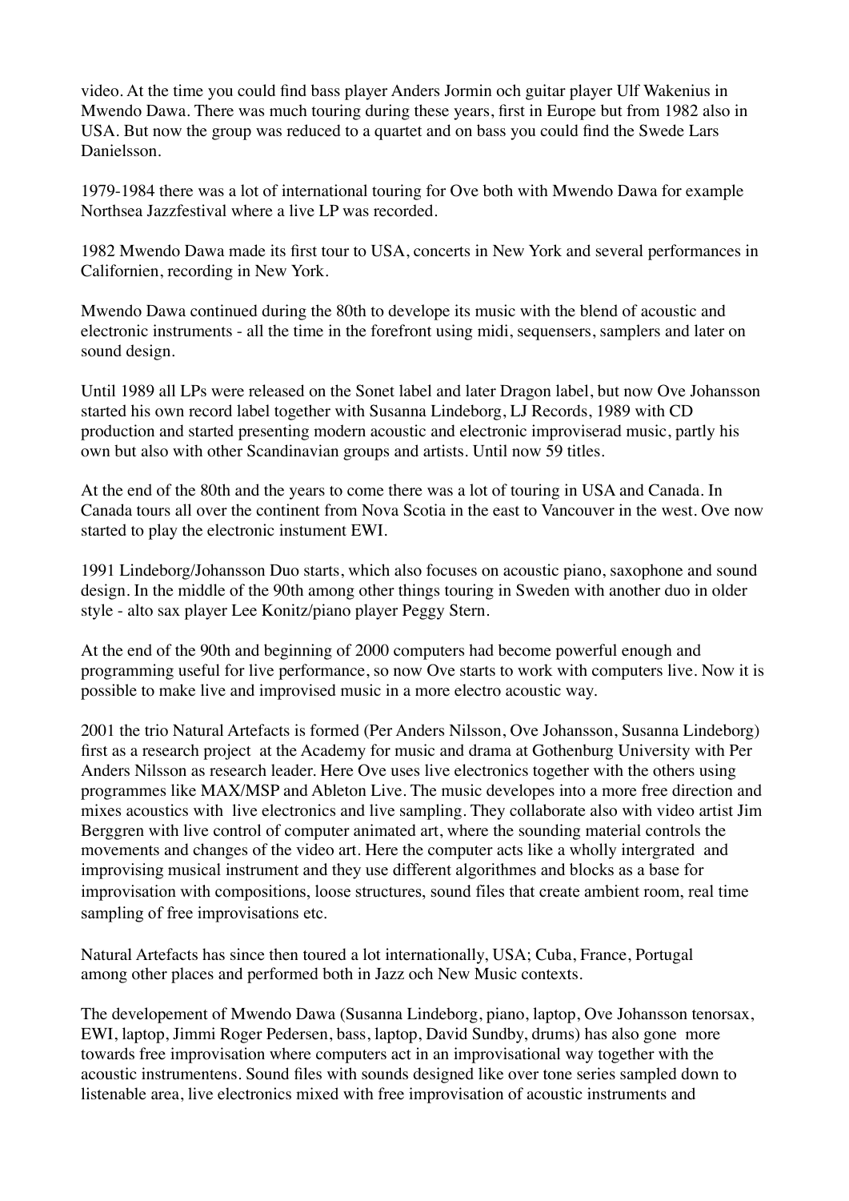video. At the time you could find bass player Anders Jormin och guitar player Ulf Wakenius in Mwendo Dawa. There was much touring during these years, first in Europe but from 1982 also in USA. But now the group was reduced to a quartet and on bass you could find the Swede Lars Danielsson.

1979-1984 there was a lot of international touring for Ove both with Mwendo Dawa for example Northsea Jazzfestival where a live LP was recorded.

1982 Mwendo Dawa made its first tour to USA, concerts in New York and several performances in Californien, recording in New York.

Mwendo Dawa continued during the 80th to develope its music with the blend of acoustic and electronic instruments - all the time in the forefront using midi, sequensers, samplers and later on sound design.

Until 1989 all LPs were released on the Sonet label and later Dragon label, but now Ove Johansson started his own record label together with Susanna Lindeborg, LJ Records, 1989 with CD production and started presenting modern acoustic and electronic improviserad music, partly his own but also with other Scandinavian groups and artists. Until now 59 titles.

At the end of the 80th and the years to come there was a lot of touring in USA and Canada. In Canada tours all over the continent from Nova Scotia in the east to Vancouver in the west. Ove now started to play the electronic instument EWI.

1991 Lindeborg/Johansson Duo starts, which also focuses on acoustic piano, saxophone and sound design. In the middle of the 90th among other things touring in Sweden with another duo in older style - alto sax player Lee Konitz/piano player Peggy Stern.

At the end of the 90th and beginning of 2000 computers had become powerful enough and programming useful for live performance, so now Ove starts to work with computers live. Now it is possible to make live and improvised music in a more electro acoustic way.

2001 the trio Natural Artefacts is formed (Per Anders Nilsson, Ove Johansson, Susanna Lindeborg) first as a research project at the Academy for music and drama at Gothenburg University with Per Anders Nilsson as research leader. Here Ove uses live electronics together with the others using programmes like MAX/MSP and Ableton Live. The music developes into a more free direction and mixes acoustics with live electronics and live sampling. They collaborate also with video artist Jim Berggren with live control of computer animated art, where the sounding material controls the movements and changes of the video art. Here the computer acts like a wholly intergrated and improvising musical instrument and they use different algorithmes and blocks as a base for improvisation with compositions, loose structures, sound files that create ambient room, real time sampling of free improvisations etc.

Natural Artefacts has since then toured a lot internationally, USA; Cuba, France, Portugal among other places and performed both in Jazz och New Music contexts.

The developement of Mwendo Dawa (Susanna Lindeborg, piano, laptop, Ove Johansson tenorsax, EWI, laptop, Jimmi Roger Pedersen, bass, laptop, David Sundby, drums) has also gone more towards free improvisation where computers act in an improvisational way together with the acoustic instrumentens. Sound files with sounds designed like over tone series sampled down to listenable area, live electronics mixed with free improvisation of acoustic instruments and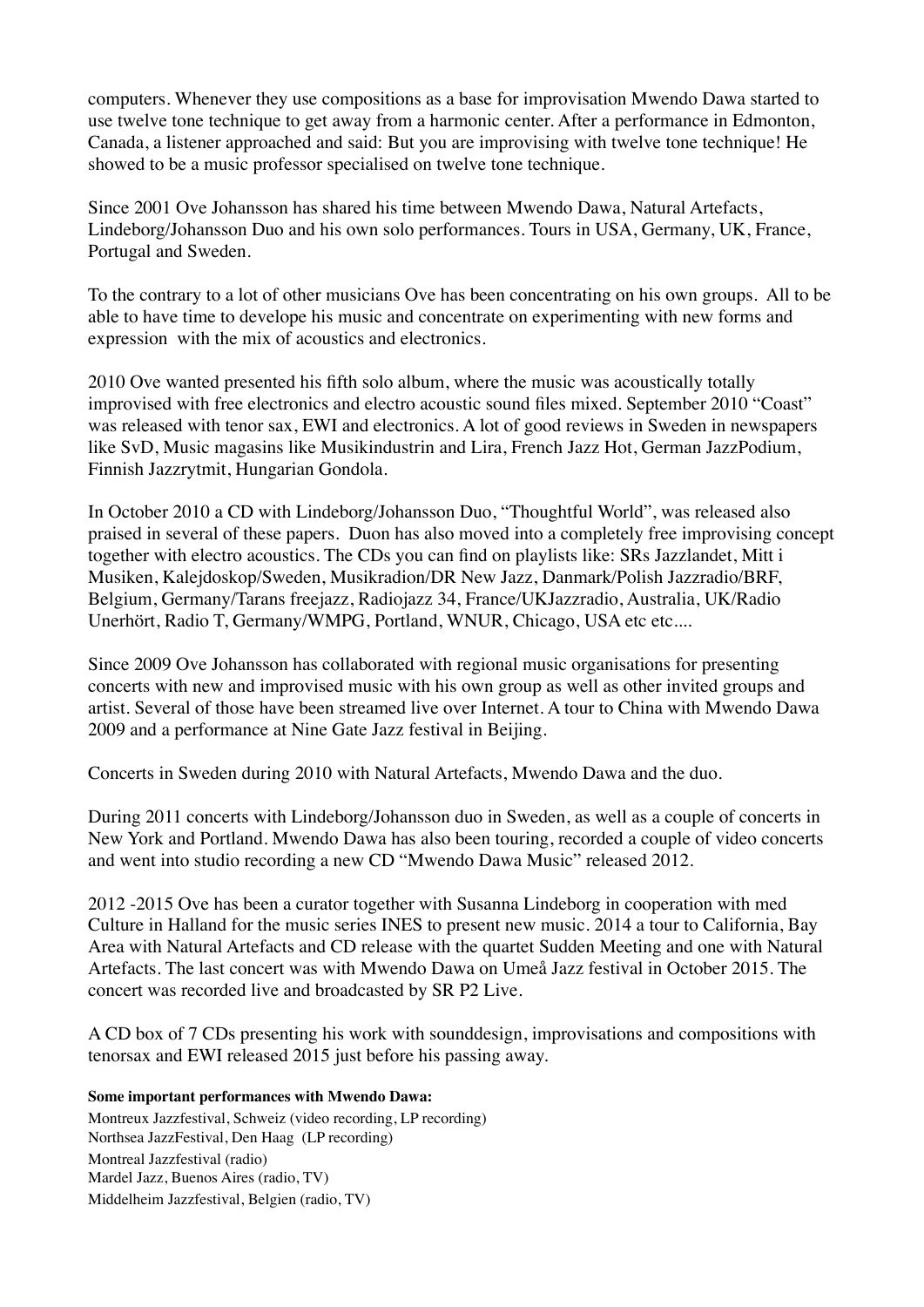computers. Whenever they use compositions as a base for improvisation Mwendo Dawa started to use twelve tone technique to get away from a harmonic center. After a performance in Edmonton, Canada, a listener approached and said: But you are improvising with twelve tone technique! He showed to be a music professor specialised on twelve tone technique.

Since 2001 Ove Johansson has shared his time between Mwendo Dawa, Natural Artefacts, Lindeborg/Johansson Duo and his own solo performances. Tours in USA, Germany, UK, France, Portugal and Sweden.

To the contrary to a lot of other musicians Ove has been concentrating on his own groups. All to be able to have time to develope his music and concentrate on experimenting with new forms and expression with the mix of acoustics and electronics.

2010 Ove wanted presented his fifth solo album, where the music was acoustically totally improvised with free electronics and electro acoustic sound files mixed. September 2010 "Coast" was released with tenor sax, EWI and electronics. A lot of good reviews in Sweden in newspapers like SvD, Music magasins like Musikindustrin and Lira, French Jazz Hot, German JazzPodium, Finnish Jazzrytmit, Hungarian Gondola.

In October 2010 a CD with Lindeborg/Johansson Duo, "Thoughtful World", was released also praised in several of these papers. Duon has also moved into a completely free improvising concept together with electro acoustics. The CDs you can find on playlists like: SRs Jazzlandet, Mitt i Musiken, Kalejdoskop/Sweden, Musikradion/DR New Jazz, Danmark/Polish Jazzradio/BRF, Belgium, Germany/Tarans freejazz, Radiojazz 34, France/UKJazzradio, Australia, UK/Radio Unerhört, Radio T, Germany/WMPG, Portland, WNUR, Chicago, USA etc etc....

Since 2009 Ove Johansson has collaborated with regional music organisations for presenting concerts with new and improvised music with his own group as well as other invited groups and artist. Several of those have been streamed live over Internet. A tour to China with Mwendo Dawa 2009 and a performance at Nine Gate Jazz festival in Beijing.

Concerts in Sweden during 2010 with Natural Artefacts, Mwendo Dawa and the duo.

During 2011 concerts with Lindeborg/Johansson duo in Sweden, as well as a couple of concerts in New York and Portland. Mwendo Dawa has also been touring, recorded a couple of video concerts and went into studio recording a new CD "Mwendo Dawa Music" released 2012.

2012 -2015 Ove has been a curator together with Susanna Lindeborg in cooperation with med Culture in Halland for the music series INES to present new music. 2014 a tour to California, Bay Area with Natural Artefacts and CD release with the quartet Sudden Meeting and one with Natural Artefacts. The last concert was with Mwendo Dawa on Umeå Jazz festival in October 2015. The concert was recorded live and broadcasted by SR P2 Live.

A CD box of 7 CDs presenting his work with sounddesign, improvisations and compositions with tenorsax and EWI released 2015 just before his passing away.

**Some important performances with Mwendo Dawa:**

Montreux Jazzfestival, Schweiz (video recording, LP recording)
Northsea JazzFestival, Den Haag (LP recording)
Montreal Jazzfestival (radio)
Mardel Jazz, Buenos Aires (radio, TV)
Middelheim Jazzfestival, Belgien (radio, TV)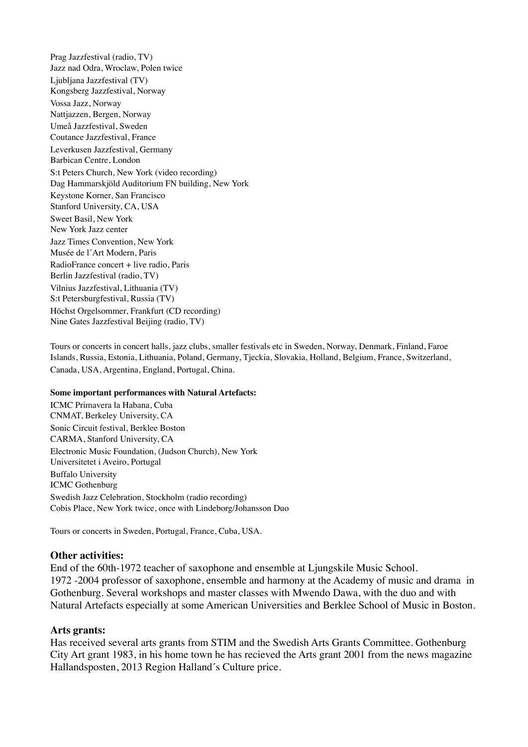Prag Jazzfestival (radio, TV)
Jazz nad Odra, Wroclaw, Polen twice
Ljubljana Jazzfestival (TV)
Kongsberg Jazzfestival, Norway
Vossa Jazz, Norway
Nattjazzen, Bergen, Norway
Umeå Jazzfestival, Sweden
Coutance Jazzfestival, France
Leverkusen Jazzfestival, Germany
Barbican Centre, London
S:t Peters Church, New York (video recording)
Dag Hammarskjöld Auditorium FN building, New York
Keystone Korner, San Francisco
Stanford University, CA, USA
Sweet Basil, New York
New York Jazz center
Jazz Times Convention, New York
Musée de l´Art Modern, Paris
RadioFrance concert + live radio, Paris
Berlin Jazzfestival (radio, TV)
Vilnius Jazzfestival, Lithuania (TV)
S:t Petersburgfestival, Russia (TV)
Höchst Orgelsommer, Frankfurt (CD recording)
Nine Gates Jazzfestival Beijing (radio, TV)

Tours or concerts in concert halls, jazz clubs, smaller festivals etc in Sweden, Norway, Denmark, Finland, Faroe Islands, Russia, Estonia, Lithuania, Poland, Germany, Tjeckia, Slovakia, Holland, Belgium, France, Switzerland, Canada, USA, Argentina, England, Portugal, China.

**Some important performances with Natural Artefacts:**

ICMC Primavera la Habana, Cuba
CNMAT, Berkeley University, CA
Sonic Circuit festival, Berklee Boston
CARMA, Stanford University, CA
Electronic Music Foundation, (Judson Church), New York
Universitetet i Aveiro, Portugal
Buffalo University
ICMC Gothenburg
Swedish Jazz Celebration, Stockholm (radio recording)
Cobis Place, New York twice, once with Lindeborg/Johansson Duo

Tours or concerts in Sweden, Portugal, France, Cuba, USA.

### Other activities:

End of the 60th-1972 teacher of saxophone and ensemble at Ljungskile Music School.
1972 -2004 professor of saxophone, ensemble and harmony at the Academy of music and drama in Gothenburg. Several workshops and master classes with Mwendo Dawa, with the duo and with Natural Artefacts especially at some American Universities and Berklee School of Music in Boston.

### Arts grants:

Has received several arts grants from STIM and the Swedish Arts Grants Committee. Gothenburg City Art grant 1983, in his home town he has recieved the Arts grant 2001 from the news magazine Hallandsposten, 2013 Region Halland´s Culture price.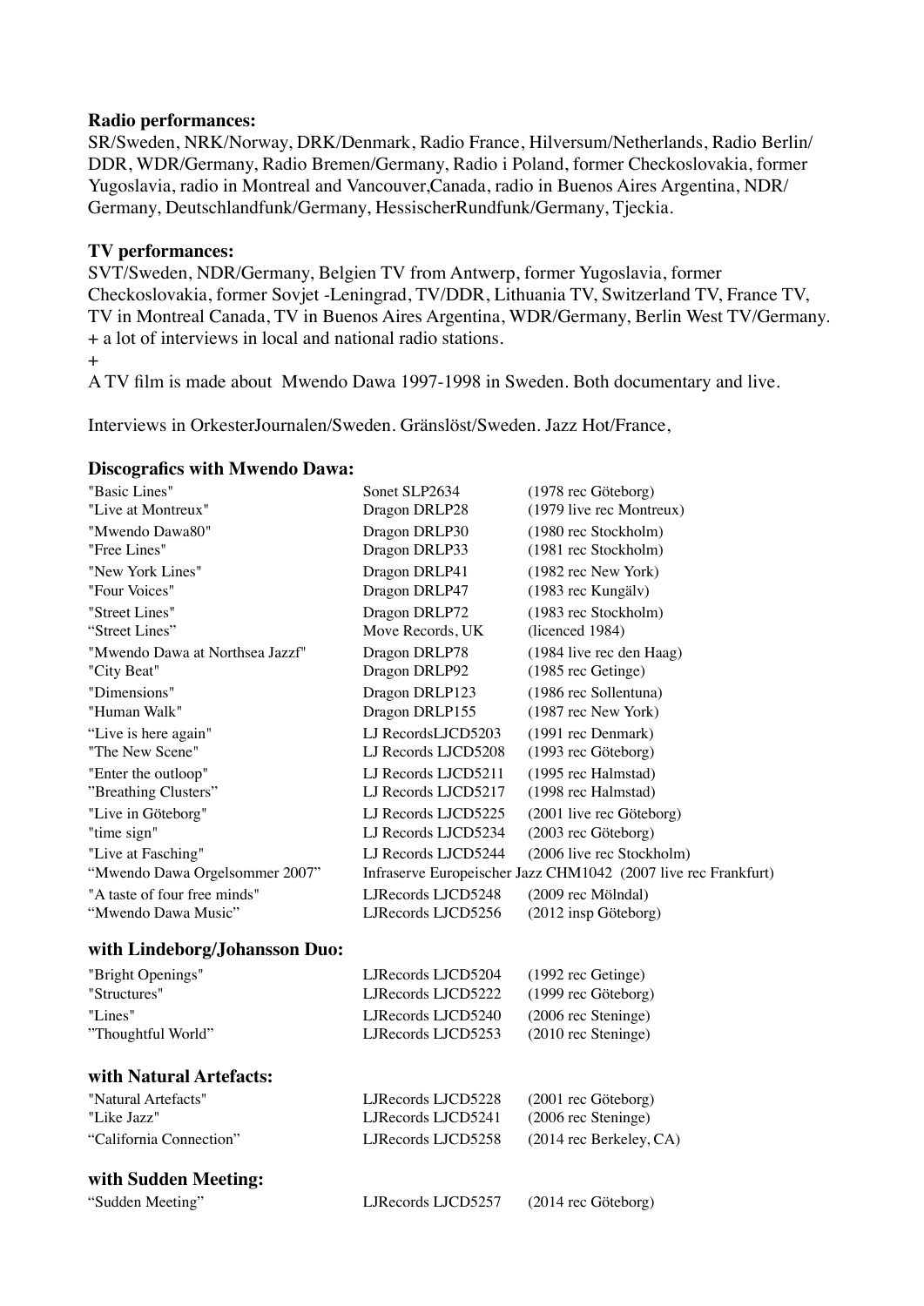**Radio performances:**
SR/Sweden, NRK/Norway, DRK/Denmark, Radio France, Hilversum/Netherlands, Radio Berlin/DDR, WDR/Germany, Radio Bremen/Germany, Radio i Poland, former Checkoslovakia, former Yugoslavia, radio in Montreal and Vancouver,Canada, radio in Buenos Aires Argentina, NDR/Germany, Deutschlandfunk/Germany, HessischerRundfunk/Germany, Tjeckia.

**TV performances:**
SVT/Sweden, NDR/Germany, Belgien TV from Antwerp, former Yugoslavia, former Checkoslovakia, former Sovjet -Leningrad, TV/DDR, Lithuania TV, Switzerland TV, France TV, TV in Montreal Canada, TV in Buenos Aires Argentina, WDR/Germany, Berlin West TV/Germany.
+ a lot of interviews in local and national radio stations.
+
A TV film is made about Mwendo Dawa 1997-1998 in Sweden. Both documentary and live.

Interviews in OrkesterJournalen/Sweden. Gränslöst/Sweden. Jazz Hot/France,

**Discografics with Mwendo Dawa:**

| | | |
|---|---|---|
| "Basic Lines" | Sonet SLP2634 | (1978 rec Göteborg) |
| "Live at Montreux" | Dragon DRLP28 | (1979 live rec Montreux) |
| "Mwendo Dawa80" | Dragon DRLP30 | (1980 rec Stockholm) |
| "Free Lines" | Dragon DRLP33 | (1981 rec Stockholm) |
| "New York Lines" | Dragon DRLP41 | (1982 rec New York) |
| "Four Voices" | Dragon DRLP47 | (1983 rec Kungälv) |
| "Street Lines" | Dragon DRLP72 | (1983 rec Stockholm) |
| "Street Lines" | Move Records, UK | (licenced 1984) |
| "Mwendo Dawa at Northsea Jazzf" | Dragon DRLP78 | (1984 live rec den Haag) |
| "City Beat" | Dragon DRLP92 | (1985 rec Getinge) |
| "Dimensions" | Dragon DRLP123 | (1986 rec Sollentuna) |
| "Human Walk" | Dragon DRLP155 | (1987 rec New York) |
| "Live is here again" | LJ RecordsLJCD5203 | (1991 rec Denmark) |
| "The New Scene" | LJ Records LJCD5208 | (1993 rec Göteborg) |
| "Enter the outloop" | LJ Records LJCD5211 | (1995 rec Halmstad) |
| "Breathing Clusters" | LJ Records LJCD5217 | (1998 rec Halmstad) |
| "Live in Göteborg" | LJ Records LJCD5225 | (2001 live rec Göteborg) |
| "time sign" | LJ Records LJCD5234 | (2003 rec Göteborg) |
| "Live at Fasching" | LJ Records LJCD5244 | (2006 live rec Stockholm) |
| "Mwendo Dawa Orgelsommer 2007" | Infraserve Europeischer Jazz CHM1042 | (2007 live rec Frankfurt) |
| "A taste of four free minds" | LJRecords LJCD5248 | (2009 rec Mölndal) |
| "Mwendo Dawa Music" | LJRecords LJCD5256 | (2012 insp Göteborg) |

**with Lindeborg/Johansson Duo:**

| | | |
|---|---|---|
| "Bright Openings" | LJRecords LJCD5204 | (1992 rec Getinge) |
| "Structures" | LJRecords LJCD5222 | (1999 rec Göteborg) |
| "Lines" | LJRecords LJCD5240 | (2006 rec Steninge) |
| "Thoughtful World" | LJRecords LJCD5253 | (2010 rec Steninge) |

**with Natural Artefacts:**

| | | |
|---|---|---|
| "Natural Artefacts" | LJRecords LJCD5228 | (2001 rec Göteborg) |
| "Like Jazz" | LJRecords LJCD5241 | (2006 rec Steninge) |
| "California Connection" | LJRecords LJCD5258 | (2014 rec Berkeley, CA) |

**with Sudden Meeting:**

| | | |
|---|---|---|
| "Sudden Meeting" | LJRecords LJCD5257 | (2014 rec Göteborg) |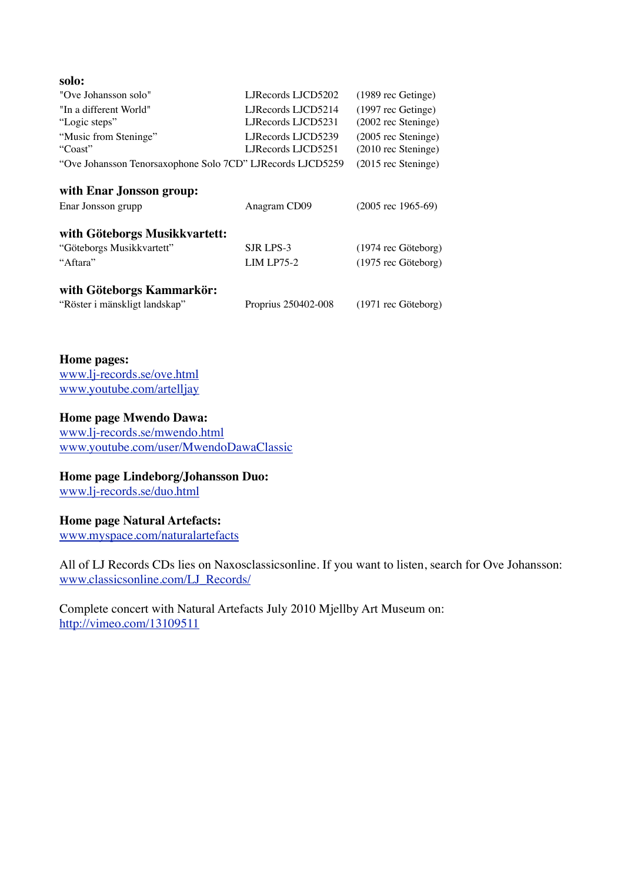**solo:**

| | | |
|---|---|---|
| "Ove Johansson solo" | LJRecords LJCD5202 | (1989 rec Getinge) |
| "In a different World" | LJRecords LJCD5214 | (1997 rec Getinge) |
| “Logic steps” | LJRecords LJCD5231 | (2002 rec Steninge) |
| “Music from Steninge” | LJRecords LJCD5239 | (2005 rec Steninge) |
| “Coast” | LJRecords LJCD5251 | (2010 rec Steninge) |
| “Ove Johansson Tenorsaxophone Solo 7CD” | LJRecords LJCD5259 | (2015 rec Steninge) |

**with Enar Jonsson group:**

| | | |
|---|---|---|
| Enar Jonsson grupp | Anagram CD09 | (2005 rec 1965-69) |

**with Göteborgs Musikkvartett:**

| | | |
|---|---|---|
| “Göteborgs Musikkvartett” | SJR LPS-3 | (1974 rec Göteborg) |
| “Aftara” | LIM LP75-2 | (1975 rec Göteborg) |

**with Göteborgs Kammarkör:**

| | | |
|---|---|---|
| “Röster i mänskligt landskap” | Proprius 250402-008 | (1971 rec Göteborg) |

**Home pages:**
www.lj-records.se/ove.html
www.youtube.com/artelljay

**Home page Mwendo Dawa:**
www.lj-records.se/mwendo.html
www.youtube.com/user/MwendoDawaClassic

**Home page Lindeborg/Johansson Duo:**
www.lj-records.se/duo.html

**Home page Natural Artefacts:**
www.myspace.com/naturalartefacts

All of LJ Records CDs lies on Naxosclassicsonline. If you want to listen, search for Ove Johansson:
www.classicsonline.com/LJ_Records/

Complete concert with Natural Artefacts July 2010 Mjellby Art Museum on:
http://vimeo.com/13109511